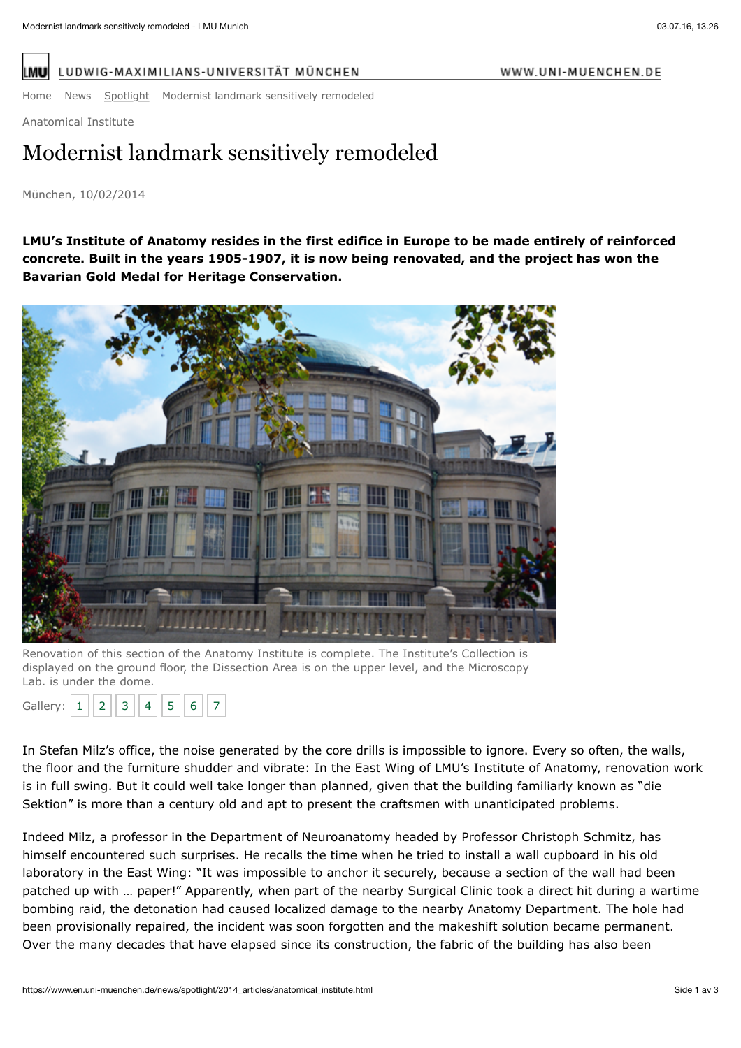Home News Spotlight Modernist landmark sensitively remodeled

Anatomical Institute

# Modernist landmark sensitively remodeled

München, 10/02/2014

**LMU's Institute of Anatomy resides in the first edifice in Europe to be made entirely of reinforced concrete. Built in the years 1905-1907, it is now being renovated, and the project has won the Bavarian Gold Medal for Heritage Conservation.**

Renovation of this section of the Anatomy Institute is complete. The Institute's Collection is displayed on the ground floor, the Dissection Area is on the upper level, and the Microscopy Lab. is under the dome.

Gallery: 1 2 3 4 5 6 7

In Stefan Milz's office, the noise generated by the core drills is impossible to ignore. Every so often, the walls, the floor and the furniture shudder and vibrate: In the East Wing of LMU's Institute of Anatomy, renovation work is in full swing. But it could well take longer than planned, given that the building familiarly known as "die Sektion" is more than a century old and apt to present the craftsmen with unanticipated problems.

Indeed Milz, a professor in the Department of Neuroanatomy headed by Professor Christoph Schmitz, has himself encountered such surprises. He recalls the time when he tried to install a wall cupboard in his old laboratory in the East Wing: "It was impossible to anchor it securely, because a section of the wall had been patched up with … paper!" Apparently, when part of the nearby Surgical Clinic took a direct hit during a wartime bombing raid, the detonation had caused localized damage to the nearby Anatomy Department. The hole had been provisionally repaired, the incident was soon forgotten and the makeshift solution became permanent. Over the many decades that have elapsed since its construction, the fabric of the building has also been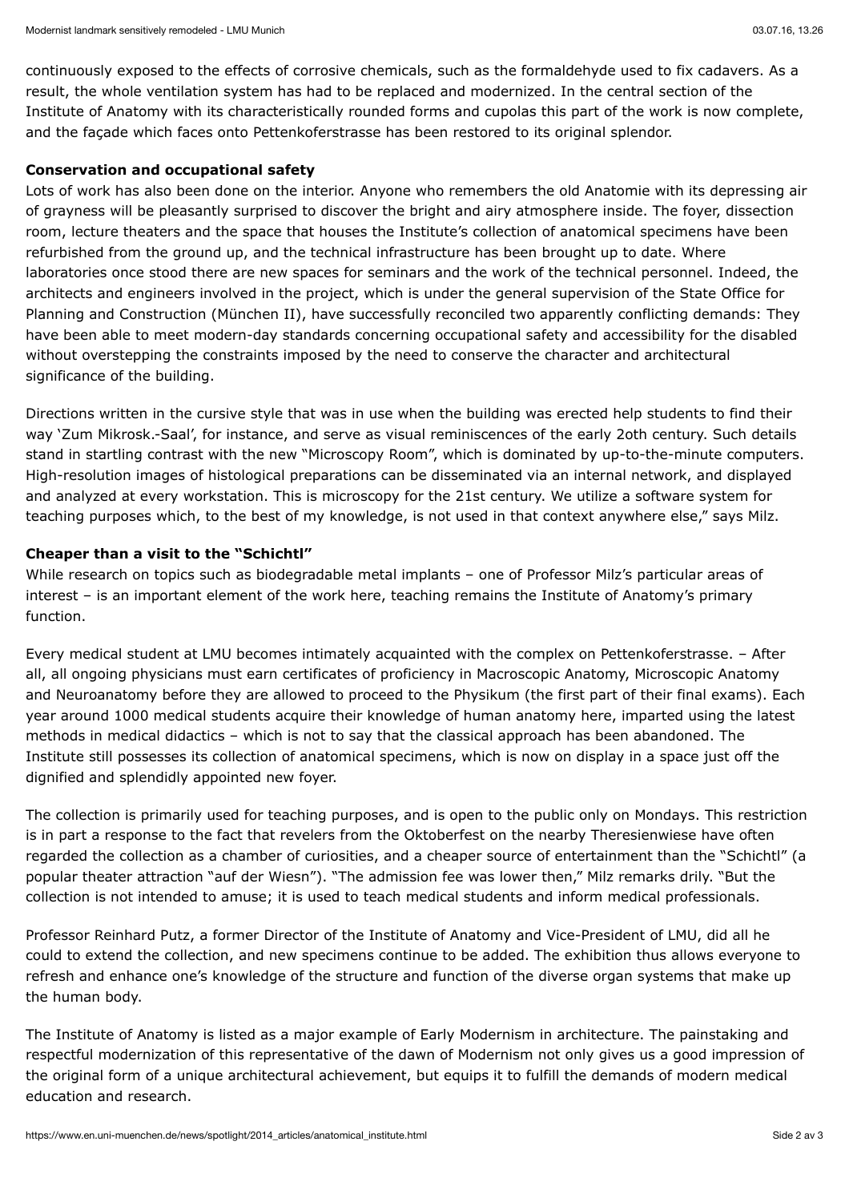continuously exposed to the effects of corrosive chemicals, such as the formaldehyde used to fix cadavers. As a result, the whole ventilation system has had to be replaced and modernized. In the central section of the Institute of Anatomy with its characteristically rounded forms and cupolas this part of the work is now complete, and the façade which faces onto Pettenkoferstrasse has been restored to its original splendor.

**Conservation and occupational safety**

Lots of work has also been done on the interior. Anyone who remembers the old Anatomie with its depressing air of grayness will be pleasantly surprised to discover the bright and airy atmosphere inside. The foyer, dissection room, lecture theaters and the space that houses the Institute's collection of anatomical specimens have been refurbished from the ground up, and the technical infrastructure has been brought up to date. Where laboratories once stood there are new spaces for seminars and the work of the technical personnel. Indeed, the architects and engineers involved in the project, which is under the general supervision of the State Office for Planning and Construction (München II), have successfully reconciled two apparently conflicting demands: They have been able to meet modern-day standards concerning occupational safety and accessibility for the disabled without overstepping the constraints imposed by the need to conserve the character and architectural significance of the building.

Directions written in the cursive style that was in use when the building was erected help students to find their way 'Zum Mikrosk.-Saal', for instance, and serve as visual reminiscences of the early 2oth century. Such details stand in startling contrast with the new "Microscopy Room", which is dominated by up-to-the-minute computers. High-resolution images of histological preparations can be disseminated via an internal network, and displayed and analyzed at every workstation. This is microscopy for the 21st century. We utilize a software system for teaching purposes which, to the best of my knowledge, is not used in that context anywhere else," says Milz.

**Cheaper than a visit to the "Schichtl"**

While research on topics such as biodegradable metal implants – one of Professor Milz's particular areas of interest – is an important element of the work here, teaching remains the Institute of Anatomy's primary function.

Every medical student at LMU becomes intimately acquainted with the complex on Pettenkoferstrasse. – After all, all ongoing physicians must earn certificates of proficiency in Macroscopic Anatomy, Microscopic Anatomy and Neuroanatomy before they are allowed to proceed to the Physikum (the first part of their final exams). Each year around 1000 medical students acquire their knowledge of human anatomy here, imparted using the latest methods in medical didactics – which is not to say that the classical approach has been abandoned. The Institute still possesses its collection of anatomical specimens, which is now on display in a space just off the dignified and splendidly appointed new foyer.

The collection is primarily used for teaching purposes, and is open to the public only on Mondays. This restriction is in part a response to the fact that revelers from the Oktoberfest on the nearby Theresienwiese have often regarded the collection as a chamber of curiosities, and a cheaper source of entertainment than the "Schichtl" (a popular theater attraction "auf der Wiesn"). "The admission fee was lower then," Milz remarks drily. "But the collection is not intended to amuse; it is used to teach medical students and inform medical professionals.

Professor Reinhard Putz, a former Director of the Institute of Anatomy and Vice-President of LMU, did all he could to extend the collection, and new specimens continue to be added. The exhibition thus allows everyone to refresh and enhance one's knowledge of the structure and function of the diverse organ systems that make up the human body.

The Institute of Anatomy is listed as a major example of Early Modernism in architecture. The painstaking and respectful modernization of this representative of the dawn of Modernism not only gives us a good impression of the original form of a unique architectural achievement, but equips it to fulfill the demands of modern medical education and research.